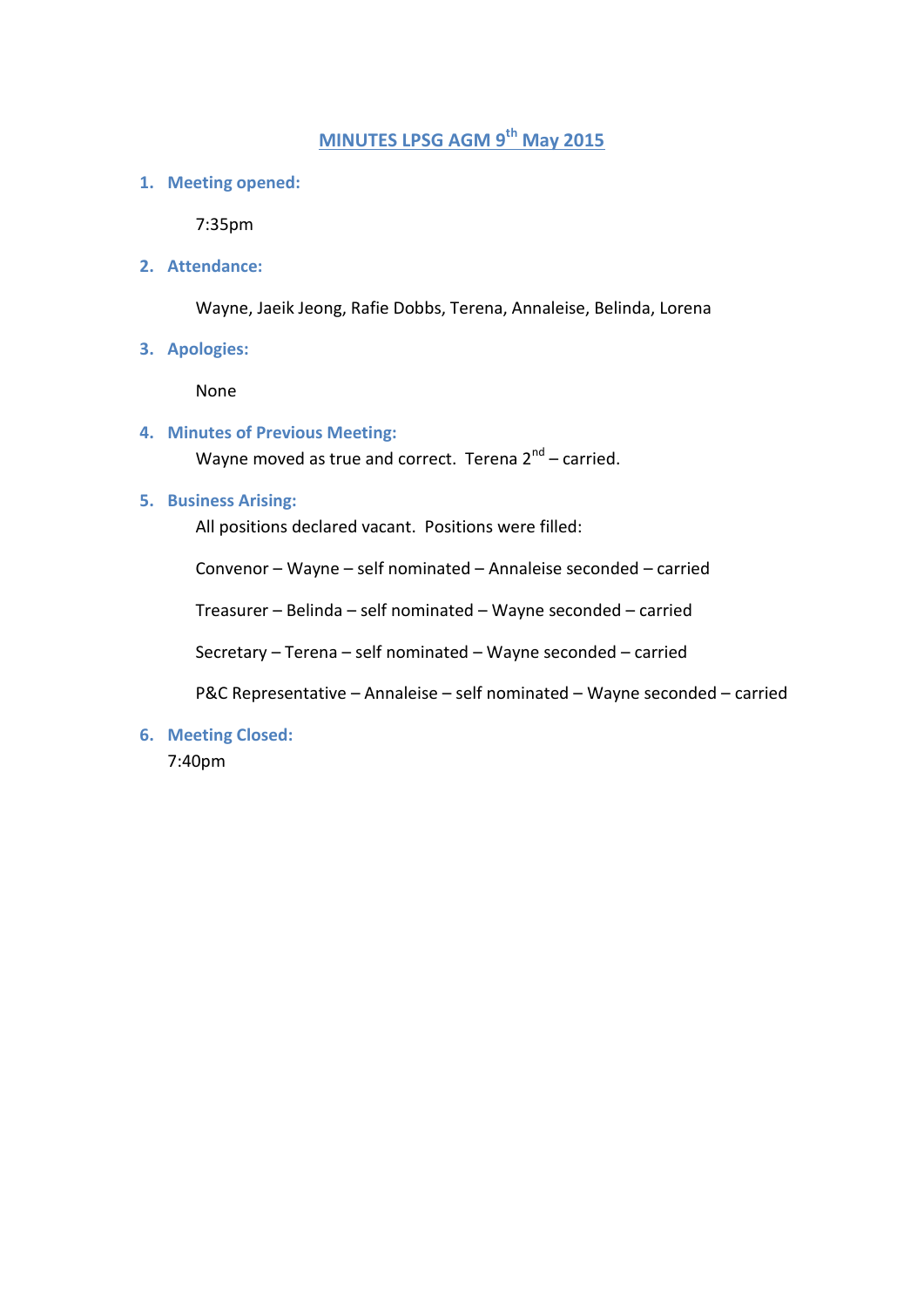# MINUTES LPSG AGM 9th May 2015

1. **Meeting opened:**

   7:35pm

2. **Attendance:**

   Wayne, Jaeik Jeong, Rafie Dobbs, Terena, Annaleise, Belinda, Lorena

3. **Apologies:**

   None

4. **Minutes of Previous Meeting:**

   Wayne moved as true and correct. Terena 2nd – carried.

5. **Business Arising:**

   All positions declared vacant. Positions were filled:

   Convenor – Wayne – self nominated – Annaleise seconded – carried

   Treasurer – Belinda – self nominated – Wayne seconded – carried

   Secretary – Terena – self nominated – Wayne seconded – carried

   P&C Representative – Annaleise – self nominated – Wayne seconded – carried

6. **Meeting Closed:**

   7:40pm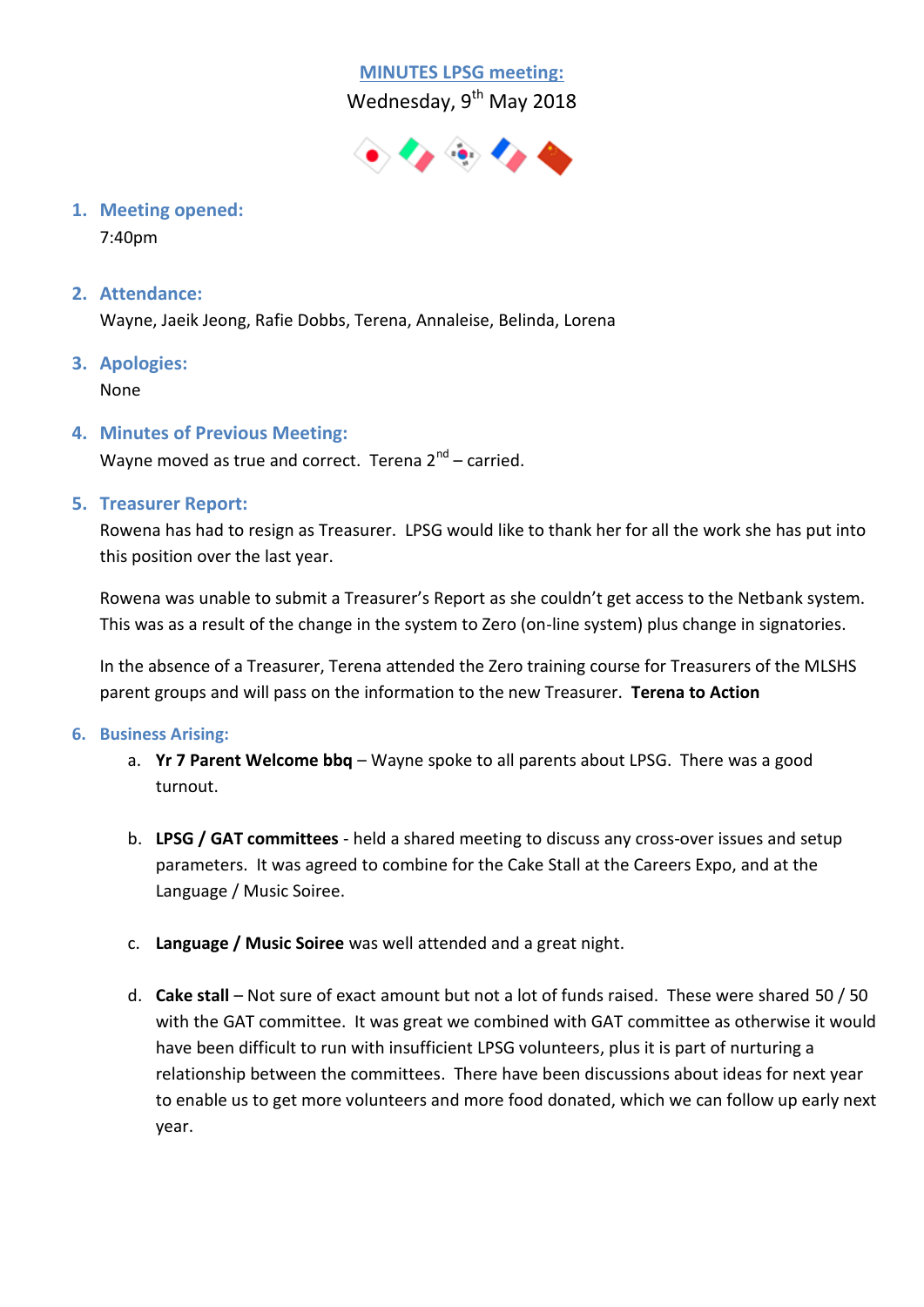# MINUTES LPSG meeting:

Wednesday, 9th May 2018

1. **Meeting opened:**

   7:40pm

2. **Attendance:**

   Wayne, Jaeik Jeong, Rafie Dobbs, Terena, Annaleise, Belinda, Lorena

3. **Apologies:**

   None

4. **Minutes of Previous Meeting:**

   Wayne moved as true and correct. Terena 2nd – carried.

5. **Treasurer Report:**

   Rowena has had to resign as Treasurer. LPSG would like to thank her for all the work she has put into this position over the last year.

   Rowena was unable to submit a Treasurer's Report as she couldn't get access to the Netbank system. This was as a result of the change in the system to Zero (on-line system) plus change in signatories.

   In the absence of a Treasurer, Terena attended the Zero training course for Treasurers of the MLSHS parent groups and will pass on the information to the new Treasurer. **Terena to Action**

6. **Business Arising:**

   a. **Yr 7 Parent Welcome bbq** – Wayne spoke to all parents about LPSG. There was a good turnout.

   b. **LPSG / GAT committees** - held a shared meeting to discuss any cross-over issues and setup parameters. It was agreed to combine for the Cake Stall at the Careers Expo, and at the Language / Music Soiree.

   c. **Language / Music Soiree** was well attended and a great night.

   d. **Cake stall** – Not sure of exact amount but not a lot of funds raised. These were shared 50 / 50 with the GAT committee. It was great we combined with GAT committee as otherwise it would have been difficult to run with insufficient LPSG volunteers, plus it is part of nurturing a relationship between the committees. There have been discussions about ideas for next year to enable us to get more volunteers and more food donated, which we can follow up early next year.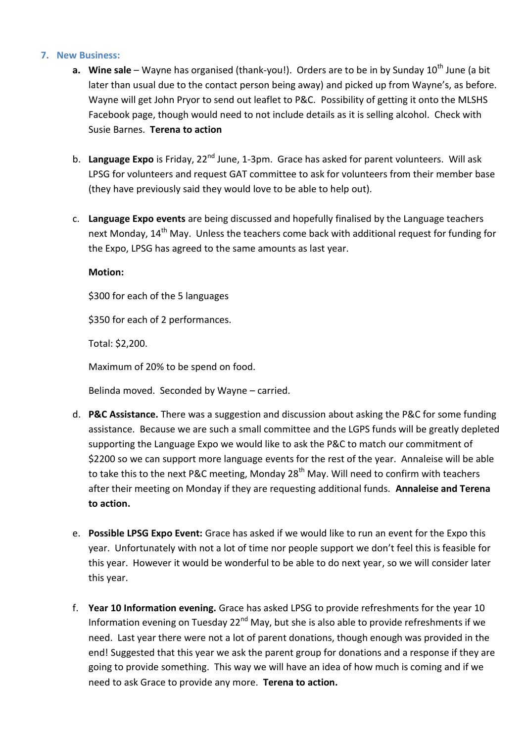## 7. New Business:

a. **Wine sale** – Wayne has organised (thank-you!). Orders are to be in by Sunday 10th June (a bit later than usual due to the contact person being away) and picked up from Wayne's, as before. Wayne will get John Pryor to send out leaflet to P&C. Possibility of getting it onto the MLSHS Facebook page, though would need to not include details as it is selling alcohol. Check with Susie Barnes. **Terena to action**

b. **Language Expo** is Friday, 22nd June, 1-3pm. Grace has asked for parent volunteers. Will ask LPSG for volunteers and request GAT committee to ask for volunteers from their member base (they have previously said they would love to be able to help out).

c. **Language Expo events** are being discussed and hopefully finalised by the Language teachers next Monday, 14th May. Unless the teachers come back with additional request for funding for the Expo, LPSG has agreed to the same amounts as last year.

   **Motion:**

   $300 for each of the 5 languages

   $350 for each of 2 performances.

   Total: $2,200.

   Maximum of 20% to be spend on food.

   Belinda moved. Seconded by Wayne – carried.

d. **P&C Assistance.** There was a suggestion and discussion about asking the P&C for some funding assistance. Because we are such a small committee and the LGPS funds will be greatly depleted supporting the Language Expo we would like to ask the P&C to match our commitment of $2200 so we can support more language events for the rest of the year. Annaleise will be able to take this to the next P&C meeting, Monday 28th May. Will need to confirm with teachers after their meeting on Monday if they are requesting additional funds. **Annaleise and Terena to action.**

e. **Possible LPSG Expo Event:** Grace has asked if we would like to run an event for the Expo this year. Unfortunately with not a lot of time nor people support we don't feel this is feasible for this year. However it would be wonderful to be able to do next year, so we will consider later this year.

f. **Year 10 Information evening.** Grace has asked LPSG to provide refreshments for the year 10 Information evening on Tuesday 22nd May, but she is also able to provide refreshments if we need. Last year there were not a lot of parent donations, though enough was provided in the end! Suggested that this year we ask the parent group for donations and a response if they are going to provide something. This way we will have an idea of how much is coming and if we need to ask Grace to provide any more. **Terena to action.**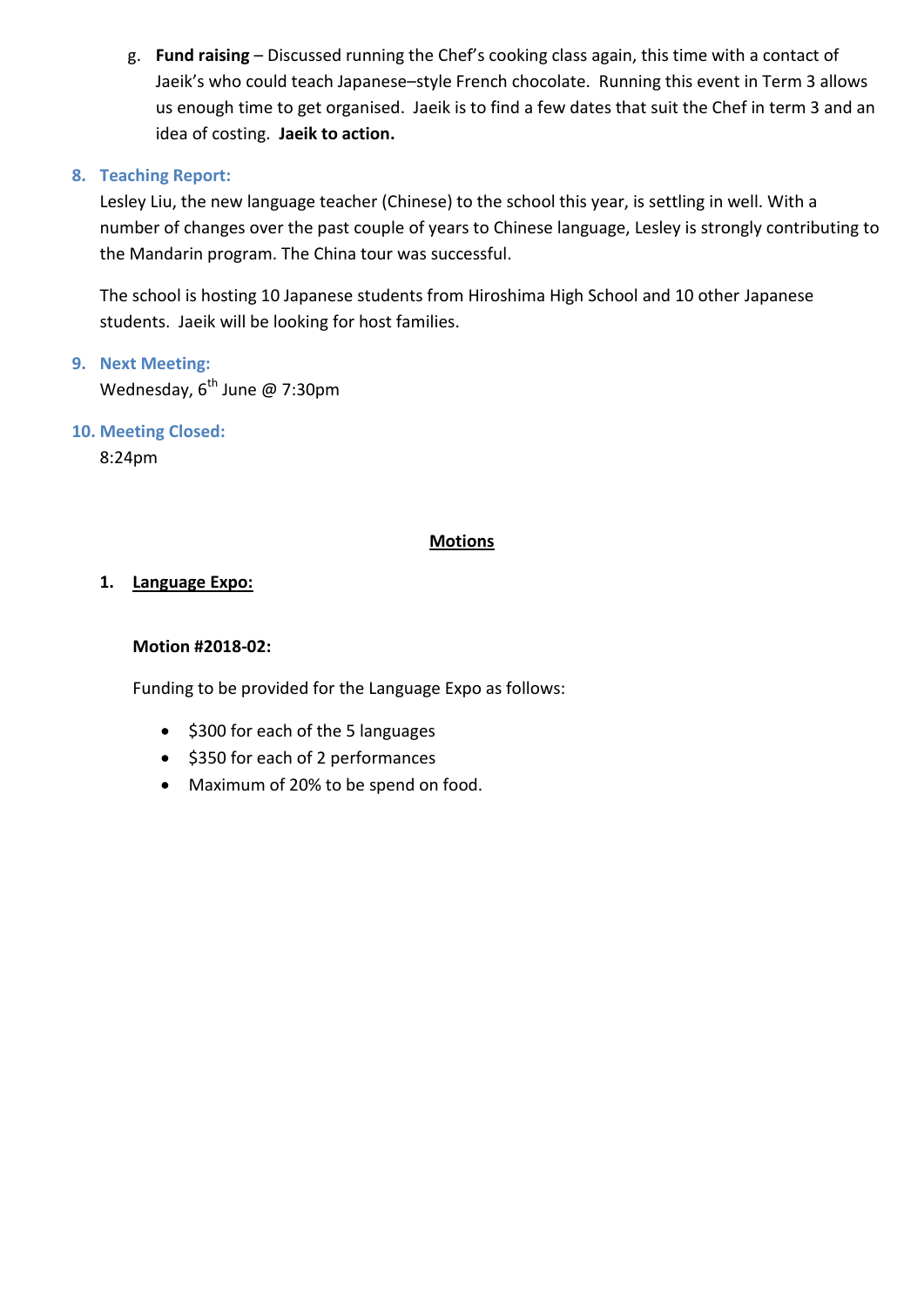g. **Fund raising** – Discussed running the Chef's cooking class again, this time with a contact of Jaeik's who could teach Japanese–style French chocolate. Running this event in Term 3 allows us enough time to get organised. Jaeik is to find a few dates that suit the Chef in term 3 and an idea of costing. **Jaeik to action.**

### 8. Teaching Report:

Lesley Liu, the new language teacher (Chinese) to the school this year, is settling in well. With a number of changes over the past couple of years to Chinese language, Lesley is strongly contributing to the Mandarin program. The China tour was successful.

The school is hosting 10 Japanese students from Hiroshima High School and 10 other Japanese students. Jaeik will be looking for host families.

### 9. Next Meeting:

Wednesday, 6th June @ 7:30pm

### 10. Meeting Closed:

8:24pm

## <u>Motions</u>

1. <u>**Language Expo:**</u>

**Motion #2018-02:**

Funding to be provided for the Language Expo as follows:

- $300 for each of the 5 languages
- $350 for each of 2 performances
- Maximum of 20% to be spend on food.